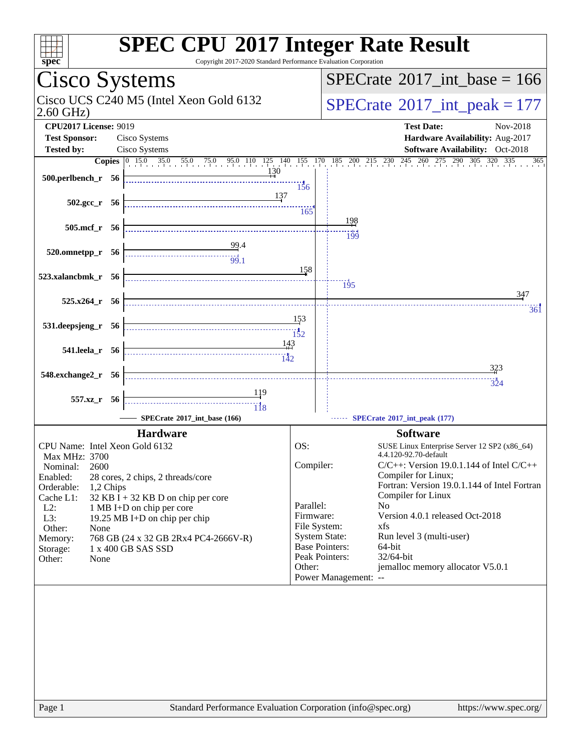# SPEC CPU 2017 Integer Rate Result

Copyright 2017-2020 Standard Performance Evaluation Corporation

## Cisco Systems

Cisco UCS C240 M5 (Intel Xeon Gold 6132 2.60 GHz)

SPECrate 2017_int_base = 166

SPECrate 2017_int_peak = 177

**CPU2017 License:** 9019
**Test Sponsor:** Cisco Systems
**Tested by:** Cisco Systems

**Test Date:** Nov-2018
**Hardware Availability:** Aug-2017
**Software Availability:** Oct-2018

| Benchmark | Copies | Base | Peak |
|---|---|---|---|
| 500.perlbench_r | 56 | 130 | 156 |
| 502.gcc_r | 56 | 137 | 165 |
| 505.mcf_r | 56 | 198 | 199 |
| 520.omnetpp_r | 56 | 99.4 | 99.1 |
| 523.xalancbmk_r | 56 | 158 | 195 |
| 525.x264_r | 56 | 347 | 361 |
| 531.deepsjeng_r | 56 | 153 | 152 |
| 541.leela_r | 56 | 143 | 142 |
| 548.exchange2_r | 56 | 323 | 324 |
| 557.xz_r | 56 | 119 | 118 |

SPECrate 2017_int_base (166) — SPECrate 2017_int_peak (177)

### Hardware

| | |
|---|---|
| CPU Name: | Intel Xeon Gold 6132 |
| Max MHz: | 3700 |
| Nominal: | 2600 |
| Enabled: | 28 cores, 2 chips, 2 threads/core |
| Orderable: | 1,2 Chips |
| Cache L1: | 32 KB I + 32 KB D on chip per core |
| L2: | 1 MB I+D on chip per core |
| L3: | 19.25 MB I+D on chip per chip |
| Other: | None |
| Memory: | 768 GB (24 x 32 GB 2Rx4 PC4-2666V-R) |
| Storage: | 1 x 400 GB SAS SSD |
| Other: | None |

### Software

| | |
|---|---|
| OS: | SUSE Linux Enterprise Server 12 SP2 (x86_64) 4.4.120-92.70-default |
| Compiler: | C/C++: Version 19.0.1.144 of Intel C/C++ Compiler for Linux; Fortran: Version 19.0.1.144 of Intel Fortran Compiler for Linux |
| Parallel: | No |
| Firmware: | Version 4.0.1 released Oct-2018 |
| File System: | xfs |
| System State: | Run level 3 (multi-user) |
| Base Pointers: | 64-bit |
| Peak Pointers: | 32/64-bit |
| Other: | jemalloc memory allocator V5.0.1 |
| Power Management: | -- |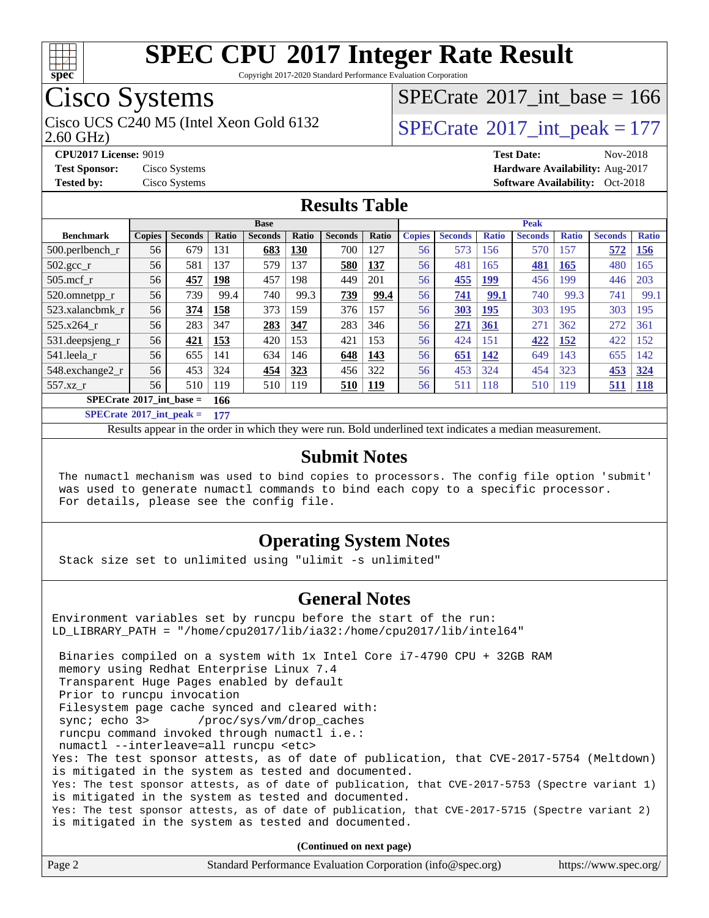# SPEC CPU 2017 Integer Rate Result

Copyright 2017-2020 Standard Performance Evaluation Corporation

## Cisco Systems

Cisco UCS C240 M5 (Intel Xeon Gold 6132 2.60 GHz)

SPECrate 2017_int_base = 166

SPECrate 2017_int_peak = 177

**CPU2017 License:** 9019
**Test Sponsor:** Cisco Systems
**Tested by:** Cisco Systems

**Test Date:** Nov-2018
**Hardware Availability:** Aug-2017
**Software Availability:** Oct-2018

## Results Table

| Benchmark | Base | | | | | | | Peak | | | | | | |
|---|---|---|---|---|---|---|---|---|---|---|---|---|---|---|
| | Copies | Seconds | Ratio | Seconds | Ratio | Seconds | Ratio | Copies | Seconds | Ratio | Seconds | Ratio | Seconds | Ratio |
| 500.perlbench_r | 56 | 679 | 131 | **683** | **130** | 700 | 127 | 56 | 573 | 156 | 570 | 157 | **572** | **156** |
| 502.gcc_r | 56 | 581 | 137 | 579 | 137 | **580** | **137** | 56 | 481 | 165 | **481** | **165** | 480 | 165 |
| 505.mcf_r | 56 | **457** | **198** | 457 | 198 | 449 | 201 | 56 | **455** | **199** | 456 | 199 | 446 | 203 |
| 520.omnetpp_r | 56 | 739 | 99.4 | 740 | 99.3 | **739** | **99.4** | 56 | **741** | **99.1** | 740 | 99.3 | 741 | 99.1 |
| 523.xalancbmk_r | 56 | **374** | **158** | 373 | 159 | 376 | 157 | 56 | **303** | **195** | 303 | 195 | 303 | 195 |
| 525.x264_r | 56 | 283 | 347 | **283** | **347** | 283 | 346 | 56 | **271** | **361** | 271 | 362 | 272 | 361 |
| 531.deepsjeng_r | 56 | **421** | **153** | 420 | 153 | 421 | 153 | 56 | 424 | 151 | **422** | **152** | 422 | 152 |
| 541.leela_r | 56 | 655 | 141 | 634 | 146 | **648** | **143** | 56 | **651** | **142** | 649 | 143 | 655 | 142 |
| 548.exchange2_r | 56 | 453 | 324 | **454** | **323** | 456 | 322 | 56 | 453 | 324 | 454 | 323 | **453** | **324** |
| 557.xz_r | 56 | 510 | 119 | 510 | 119 | **510** | **119** | 56 | 511 | 118 | 510 | 119 | **511** | **118** |

**SPECrate 2017_int_base = 166**

**SPECrate 2017_int_peak = 177**

Results appear in the order in which they were run. Bold underlined text indicates a median measurement.

## Submit Notes

```
The numactl mechanism was used to bind copies to processors. The config file option 'submit'
was used to generate numactl commands to bind each copy to a specific processor.
For details, please see the config file.
```

## Operating System Notes

```
Stack size set to unlimited using "ulimit -s unlimited"
```

## General Notes

```
Environment variables set by runcpu before the start of the run:
LD_LIBRARY_PATH = "/home/cpu2017/lib/ia32:/home/cpu2017/lib/intel64"

 Binaries compiled on a system with 1x Intel Core i7-4790 CPU + 32GB RAM
 memory using Redhat Enterprise Linux 7.4
 Transparent Huge Pages enabled by default
 Prior to runcpu invocation
 Filesystem page cache synced and cleared with:
 sync; echo 3>       /proc/sys/vm/drop_caches
 runcpu command invoked through numactl i.e.:
 numactl --interleave=all runcpu <etc>
Yes: The test sponsor attests, as of date of publication, that CVE-2017-5754 (Meltdown)
is mitigated in the system as tested and documented.
Yes: The test sponsor attests, as of date of publication, that CVE-2017-5753 (Spectre variant 1)
is mitigated in the system as tested and documented.
Yes: The test sponsor attests, as of date of publication, that CVE-2017-5715 (Spectre variant 2)
is mitigated in the system as tested and documented.
```

**(Continued on next page)**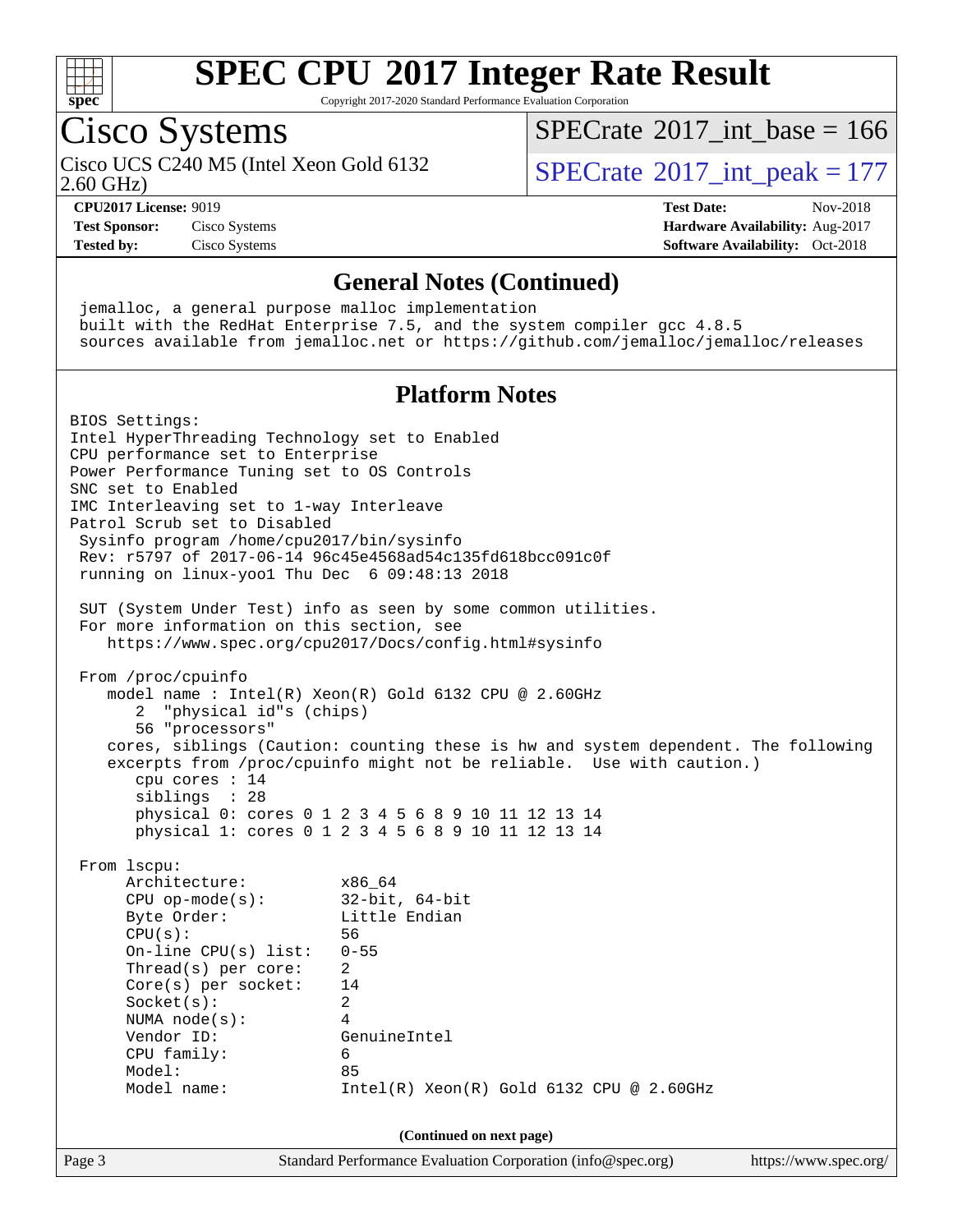## General Notes (Continued)

```
jemalloc, a general purpose malloc implementation
built with the RedHat Enterprise 7.5, and the system compiler gcc 4.8.5
sources available from jemalloc.net or https://github.com/jemalloc/jemalloc/releases
```

## Platform Notes

```
BIOS Settings:
Intel HyperThreading Technology set to Enabled
CPU performance set to Enterprise
Power Performance Tuning set to OS Controls
SNC set to Enabled
IMC Interleaving set to 1-way Interleave
Patrol Scrub set to Disabled
 Sysinfo program /home/cpu2017/bin/sysinfo
 Rev: r5797 of 2017-06-14 96c45e4568ad54c135fd618bcc091c0f
 running on linux-yoo1 Thu Dec  6 09:48:13 2018

 SUT (System Under Test) info as seen by some common utilities.
 For more information on this section, see
    https://www.spec.org/cpu2017/Docs/config.html#sysinfo

 From /proc/cpuinfo
    model name : Intel(R) Xeon(R) Gold 6132 CPU @ 2.60GHz
       2  "physical id"s (chips)
       56 "processors"
    cores, siblings (Caution: counting these is hw and system dependent. The following
    excerpts from /proc/cpuinfo might not be reliable.  Use with caution.)
       cpu cores : 14
       siblings  : 28
       physical 0: cores 0 1 2 3 4 5 6 8 9 10 11 12 13 14
       physical 1: cores 0 1 2 3 4 5 6 8 9 10 11 12 13 14

 From lscpu:
      Architecture:          x86_64
      CPU op-mode(s):        32-bit, 64-bit
      Byte Order:            Little Endian
      CPU(s):                56
      On-line CPU(s) list:   0-55
      Thread(s) per core:    2
      Core(s) per socket:    14
      Socket(s):             2
      NUMA node(s):          4
      Vendor ID:             GenuineIntel
      CPU family:            6
      Model:                 85
      Model name:            Intel(R) Xeon(R) Gold 6132 CPU @ 2.60GHz
```

(Continued on next page)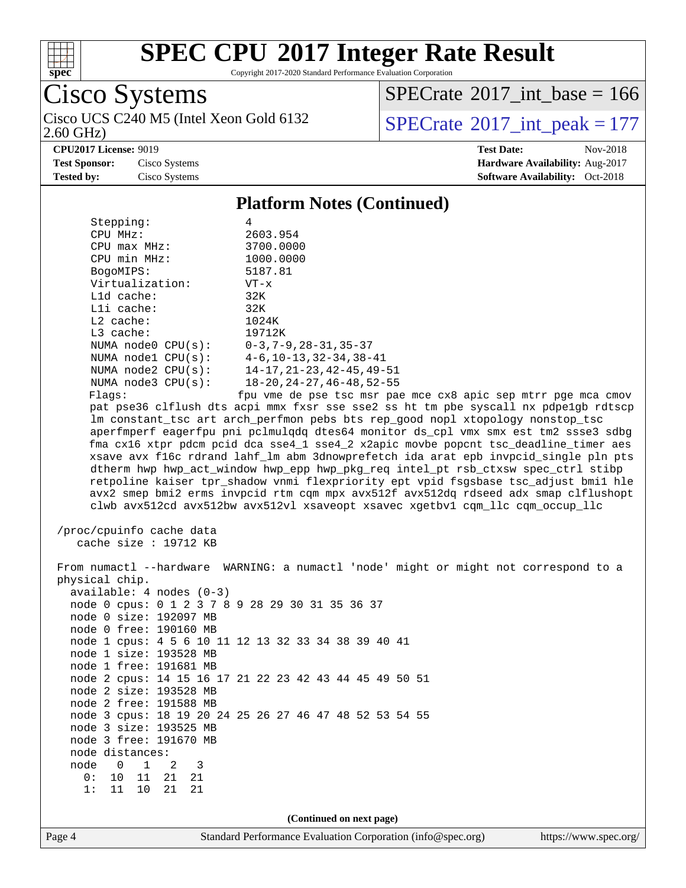# SPEC CPU 2017 Integer Rate Result

Copyright 2017-2020 Standard Performance Evaluation Corporation

## Cisco Systems

Cisco UCS C240 M5 (Intel Xeon Gold 6132 2.60 GHz)

SPECrate 2017_int_base = 166

SPECrate 2017_int_peak = 177

**CPU2017 License:** 9019
**Test Sponsor:** Cisco Systems
**Tested by:** Cisco Systems

**Test Date:** Nov-2018
**Hardware Availability:** Aug-2017
**Software Availability:** Oct-2018

### Platform Notes (Continued)

```
     Stepping:              4
     CPU MHz:               2603.954
     CPU max MHz:           3700.0000
     CPU min MHz:           1000.0000
     BogoMIPS:              5187.81
     Virtualization:        VT-x
     L1d cache:             32K
     L1i cache:             32K
     L2 cache:              1024K
     L3 cache:              19712K
     NUMA node0 CPU(s):     0-3,7-9,28-31,35-37
     NUMA node1 CPU(s):     4-6,10-13,32-34,38-41
     NUMA node2 CPU(s):     14-17,21-23,42-45,49-51
     NUMA node3 CPU(s):     18-20,24-27,46-48,52-55
     Flags:                 fpu vme de pse tsc msr pae mce cx8 apic sep mtrr pge mca cmov
     pat pse36 clflush dts acpi mmx fxsr sse sse2 ss ht tm pbe syscall nx pdpe1gb rdtscp
     lm constant_tsc art arch_perfmon pebs bts rep_good nopl xtopology nonstop_tsc
     aperfmperf eagerfpu pni pclmulqdq dtes64 monitor ds_cpl vmx smx est tm2 ssse3 sdbg
     fma cx16 xtpr pdcm pcid dca sse4_1 sse4_2 x2apic movbe popcnt tsc_deadline_timer aes
     xsave avx f16c rdrand lahf_lm abm 3dnowprefetch ida arat epb invpcid_single pln pts
     dtherm hwp hwp_act_window hwp_epp hwp_pkg_req intel_pt rsb_ctxsw spec_ctrl stibp
     retpoline kaiser tpr_shadow vnmi flexpriority ept vpid fsgsbase tsc_adjust bmi1 hle
     avx2 smep bmi2 erms invpcid rtm cqm mpx avx512f avx512dq rdseed adx smap clflushopt
     clwb avx512cd avx512bw avx512vl xsaveopt xsavec xgetbv1 cqm_llc cqm_occup_llc

 /proc/cpuinfo cache data
    cache size : 19712 KB

 From numactl --hardware  WARNING: a numactl 'node' might or might not correspond to a
 physical chip.
   available: 4 nodes (0-3)
   node 0 cpus: 0 1 2 3 7 8 9 28 29 30 31 35 36 37
   node 0 size: 192097 MB
   node 0 free: 190160 MB
   node 1 cpus: 4 5 6 10 11 12 13 32 33 34 38 39 40 41
   node 1 size: 193528 MB
   node 1 free: 191681 MB
   node 2 cpus: 14 15 16 17 21 22 23 42 43 44 45 49 50 51
   node 2 size: 193528 MB
   node 2 free: 191588 MB
   node 3 cpus: 18 19 20 24 25 26 27 46 47 48 52 53 54 55
   node 3 size: 193525 MB
   node 3 free: 191670 MB
   node distances:
   node   0   1   2   3
     0:  10  11  21  21
     1:  11  10  21  21
```

(Continued on next page)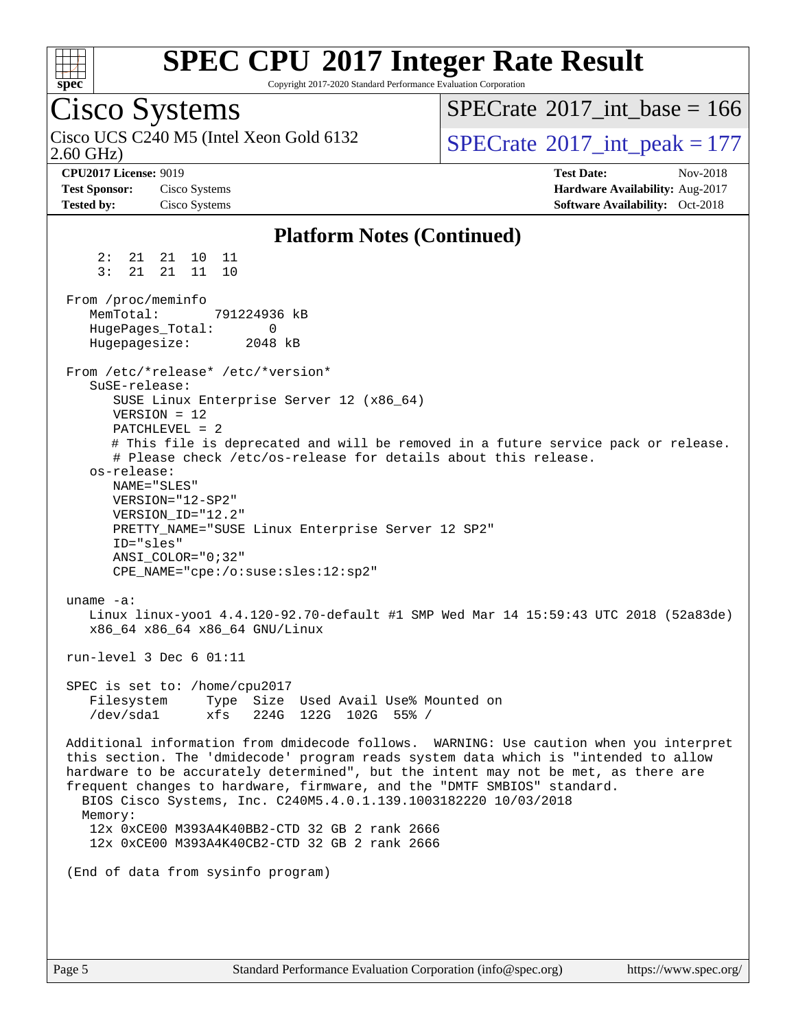# SPEC CPU 2017 Integer Rate Result

Copyright 2017-2020 Standard Performance Evaluation Corporation

## Cisco Systems

Cisco UCS C240 M5 (Intel Xeon Gold 6132 2.60 GHz)

SPECrate 2017_int_base = 166

SPECrate 2017_int_peak = 177

**CPU2017 License:** 9019
**Test Sponsor:** Cisco Systems
**Tested by:** Cisco Systems

**Test Date:** Nov-2018
**Hardware Availability:** Aug-2017
**Software Availability:** Oct-2018

### Platform Notes (Continued)

```
     2:  21  21  10  11
     3:  21  21  11  10

 From /proc/meminfo
    MemTotal:       791224936 kB
    HugePages_Total:       0
    Hugepagesize:       2048 kB

 From /etc/*release* /etc/*version*
    SuSE-release:
       SUSE Linux Enterprise Server 12 (x86_64)
       VERSION = 12
       PATCHLEVEL = 2
       # This file is deprecated and will be removed in a future service pack or release.
       # Please check /etc/os-release for details about this release.
    os-release:
       NAME="SLES"
       VERSION="12-SP2"
       VERSION_ID="12.2"
       PRETTY_NAME="SUSE Linux Enterprise Server 12 SP2"
       ID="sles"
       ANSI_COLOR="0;32"
       CPE_NAME="cpe:/o:suse:sles:12:sp2"

 uname -a:
    Linux linux-yoo1 4.4.120-92.70-default #1 SMP Wed Mar 14 15:59:43 UTC 2018 (52a83de)
    x86_64 x86_64 x86_64 GNU/Linux

 run-level 3 Dec 6 01:11

 SPEC is set to: /home/cpu2017
    Filesystem     Type  Size  Used Avail Use% Mounted on
    /dev/sda1      xfs   224G  122G  102G  55% /

 Additional information from dmidecode follows.  WARNING: Use caution when you interpret
 this section. The 'dmidecode' program reads system data which is "intended to allow
 hardware to be accurately determined", but the intent may not be met, as there are
 frequent changes to hardware, firmware, and the "DMTF SMBIOS" standard.
   BIOS Cisco Systems, Inc. C240M5.4.0.1.139.1003182220 10/03/2018
   Memory:
     12x 0xCE00 M393A4K40BB2-CTD 32 GB 2 rank 2666
     12x 0xCE00 M393A4K40CB2-CTD 32 GB 2 rank 2666

 (End of data from sysinfo program)
```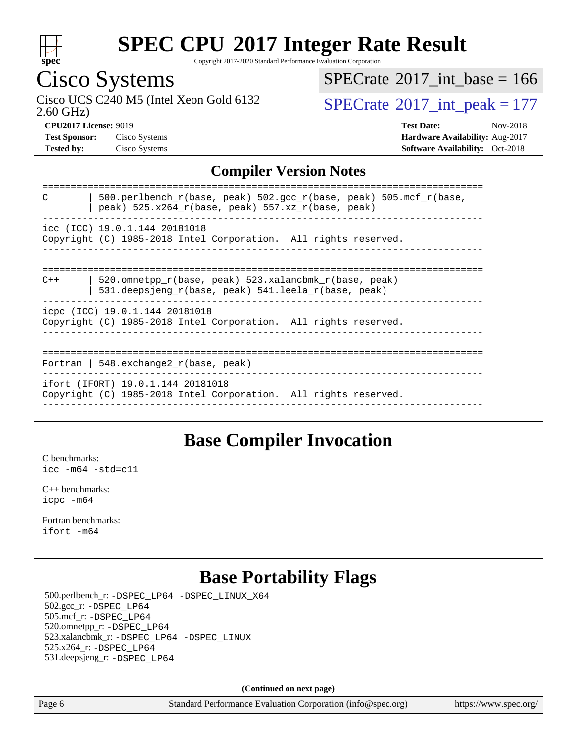# SPEC CPU 2017 Integer Rate Result

Copyright 2017-2020 Standard Performance Evaluation Corporation

## Cisco Systems

Cisco UCS C240 M5 (Intel Xeon Gold 6132 2.60 GHz)

SPECrate 2017_int_base = 166

SPECrate 2017_int_peak = 177

**CPU2017 License:** 9019
**Test Sponsor:** Cisco Systems
**Tested by:** Cisco Systems

**Test Date:** Nov-2018
**Hardware Availability:** Aug-2017
**Software Availability:** Oct-2018

## Compiler Version Notes

```
==============================================================================
C       | 500.perlbench_r(base, peak) 502.gcc_r(base, peak) 505.mcf_r(base,
        | peak) 525.x264_r(base, peak) 557.xz_r(base, peak)
------------------------------------------------------------------------------
icc (ICC) 19.0.1.144 20181018
Copyright (C) 1985-2018 Intel Corporation.  All rights reserved.
------------------------------------------------------------------------------

==============================================================================
C++     | 520.omnetpp_r(base, peak) 523.xalancbmk_r(base, peak)
        | 531.deepsjeng_r(base, peak) 541.leela_r(base, peak)
------------------------------------------------------------------------------
icpc (ICC) 19.0.1.144 20181018
Copyright (C) 1985-2018 Intel Corporation.  All rights reserved.
------------------------------------------------------------------------------

==============================================================================
Fortran | 548.exchange2_r(base, peak)
------------------------------------------------------------------------------
ifort (IFORT) 19.0.1.144 20181018
Copyright (C) 1985-2018 Intel Corporation.  All rights reserved.
------------------------------------------------------------------------------
```

## Base Compiler Invocation

C benchmarks:
icc -m64 -std=c11

C++ benchmarks:
icpc -m64

Fortran benchmarks:
ifort -m64

## Base Portability Flags

500.perlbench_r: -DSPEC_LP64 -DSPEC_LINUX_X64
502.gcc_r: -DSPEC_LP64
505.mcf_r: -DSPEC_LP64
520.omnetpp_r: -DSPEC_LP64
523.xalancbmk_r: -DSPEC_LP64 -DSPEC_LINUX
525.x264_r: -DSPEC_LP64
531.deepsjeng_r: -DSPEC_LP64

**(Continued on next page)**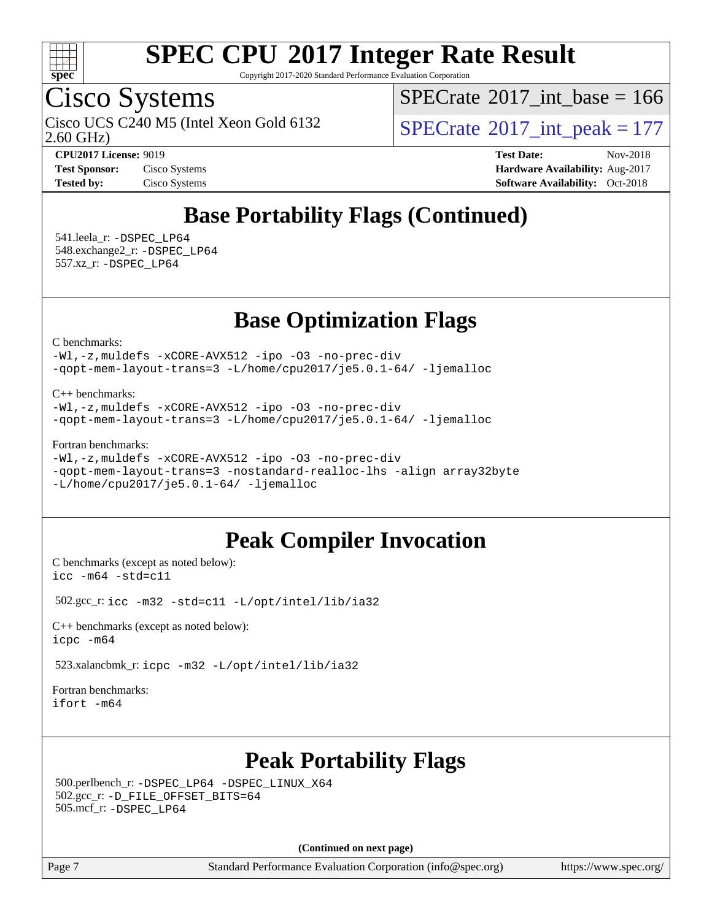## Base Portability Flags (Continued)

541.leela_r: `-DSPEC_LP64`
548.exchange2_r: `-DSPEC_LP64`
557.xz_r: `-DSPEC_LP64`

## Base Optimization Flags

C benchmarks:
```
-Wl,-z,muldefs -xCORE-AVX512 -ipo -O3 -no-prec-div
-qopt-mem-layout-trans=3 -L/home/cpu2017/je5.0.1-64/ -ljemalloc
```

C++ benchmarks:
```
-Wl,-z,muldefs -xCORE-AVX512 -ipo -O3 -no-prec-div
-qopt-mem-layout-trans=3 -L/home/cpu2017/je5.0.1-64/ -ljemalloc
```

Fortran benchmarks:
```
-Wl,-z,muldefs -xCORE-AVX512 -ipo -O3 -no-prec-div
-qopt-mem-layout-trans=3 -nostandard-realloc-lhs -align array32byte
-L/home/cpu2017/je5.0.1-64/ -ljemalloc
```

## Peak Compiler Invocation

C benchmarks (except as noted below):
`icc -m64 -std=c11`

502.gcc_r: `icc -m32 -std=c11 -L/opt/intel/lib/ia32`

C++ benchmarks (except as noted below):
`icpc -m64`

523.xalancbmk_r: `icpc -m32 -L/opt/intel/lib/ia32`

Fortran benchmarks:
`ifort -m64`

## Peak Portability Flags

500.perlbench_r: `-DSPEC_LP64 -DSPEC_LINUX_X64`
502.gcc_r: `-D_FILE_OFFSET_BITS=64`
505.mcf_r: `-DSPEC_LP64`

**(Continued on next page)**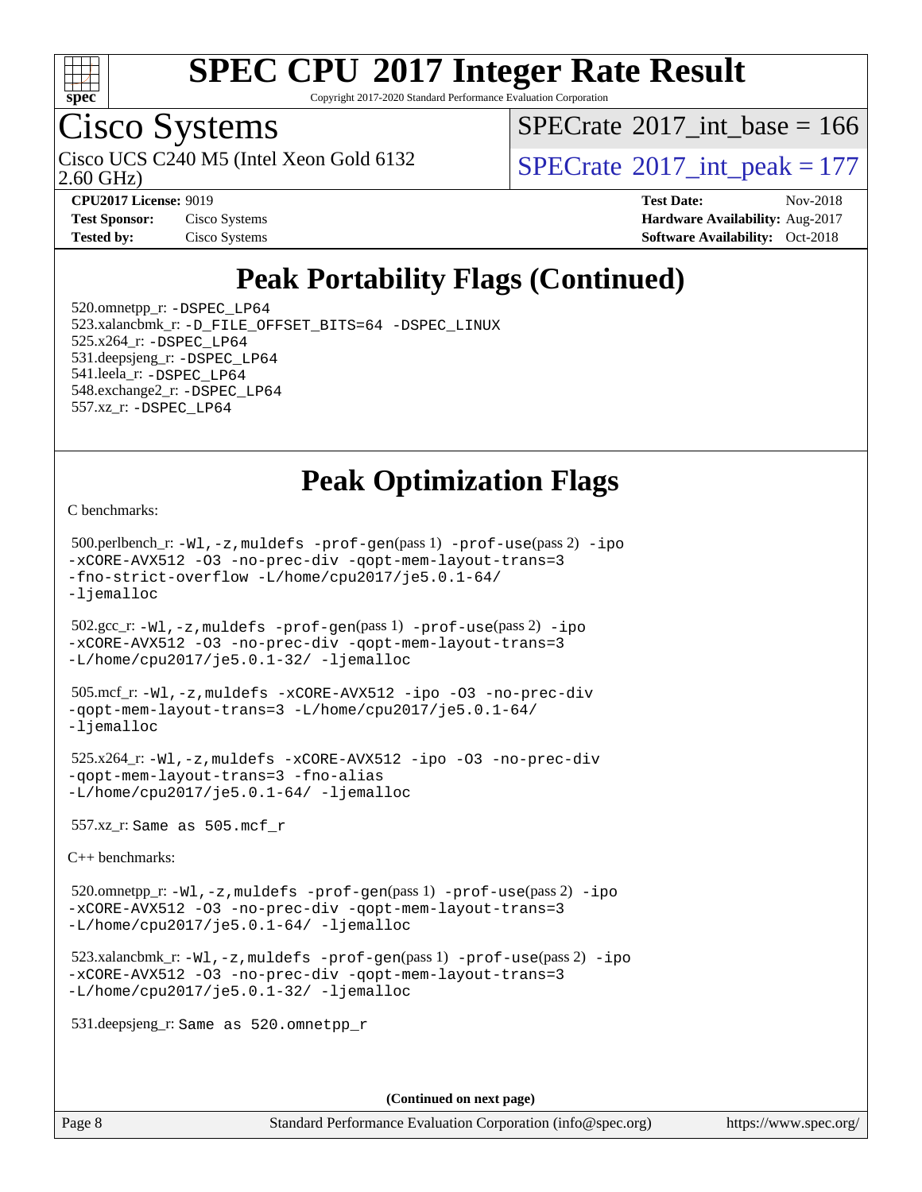# SPEC CPU 2017 Integer Rate Result

Copyright 2017-2020 Standard Performance Evaluation Corporation

## Cisco Systems

Cisco UCS C240 M5 (Intel Xeon Gold 6132 2.60 GHz)

SPECrate 2017_int_base = 166

SPECrate 2017_int_peak = 177

**CPU2017 License:** 9019
**Test Sponsor:** Cisco Systems
**Tested by:** Cisco Systems
**Test Date:** Nov-2018
**Hardware Availability:** Aug-2017
**Software Availability:** Oct-2018

## Peak Portability Flags (Continued)

520.omnetpp_r: -DSPEC_LP64
523.xalancbmk_r: -D_FILE_OFFSET_BITS=64 -DSPEC_LINUX
525.x264_r: -DSPEC_LP64
531.deepsjeng_r: -DSPEC_LP64
541.leela_r: -DSPEC_LP64
548.exchange2_r: -DSPEC_LP64
557.xz_r: -DSPEC_LP64

## Peak Optimization Flags

C benchmarks:

500.perlbench_r: -Wl,-z,muldefs -prof-gen(pass 1) -prof-use(pass 2) -ipo -xCORE-AVX512 -O3 -no-prec-div -qopt-mem-layout-trans=3 -fno-strict-overflow -L/home/cpu2017/je5.0.1-64/ -ljemalloc

502.gcc_r: -Wl,-z,muldefs -prof-gen(pass 1) -prof-use(pass 2) -ipo -xCORE-AVX512 -O3 -no-prec-div -qopt-mem-layout-trans=3 -L/home/cpu2017/je5.0.1-32/ -ljemalloc

505.mcf_r: -Wl,-z,muldefs -xCORE-AVX512 -ipo -O3 -no-prec-div -qopt-mem-layout-trans=3 -L/home/cpu2017/je5.0.1-64/ -ljemalloc

525.x264_r: -Wl,-z,muldefs -xCORE-AVX512 -ipo -O3 -no-prec-div -qopt-mem-layout-trans=3 -fno-alias -L/home/cpu2017/je5.0.1-64/ -ljemalloc

557.xz_r: Same as 505.mcf_r

C++ benchmarks:

520.omnetpp_r: -Wl,-z,muldefs -prof-gen(pass 1) -prof-use(pass 2) -ipo -xCORE-AVX512 -O3 -no-prec-div -qopt-mem-layout-trans=3 -L/home/cpu2017/je5.0.1-64/ -ljemalloc

523.xalancbmk_r: -Wl,-z,muldefs -prof-gen(pass 1) -prof-use(pass 2) -ipo -xCORE-AVX512 -O3 -no-prec-div -qopt-mem-layout-trans=3 -L/home/cpu2017/je5.0.1-32/ -ljemalloc

531.deepsjeng_r: Same as 520.omnetpp_r

**(Continued on next page)**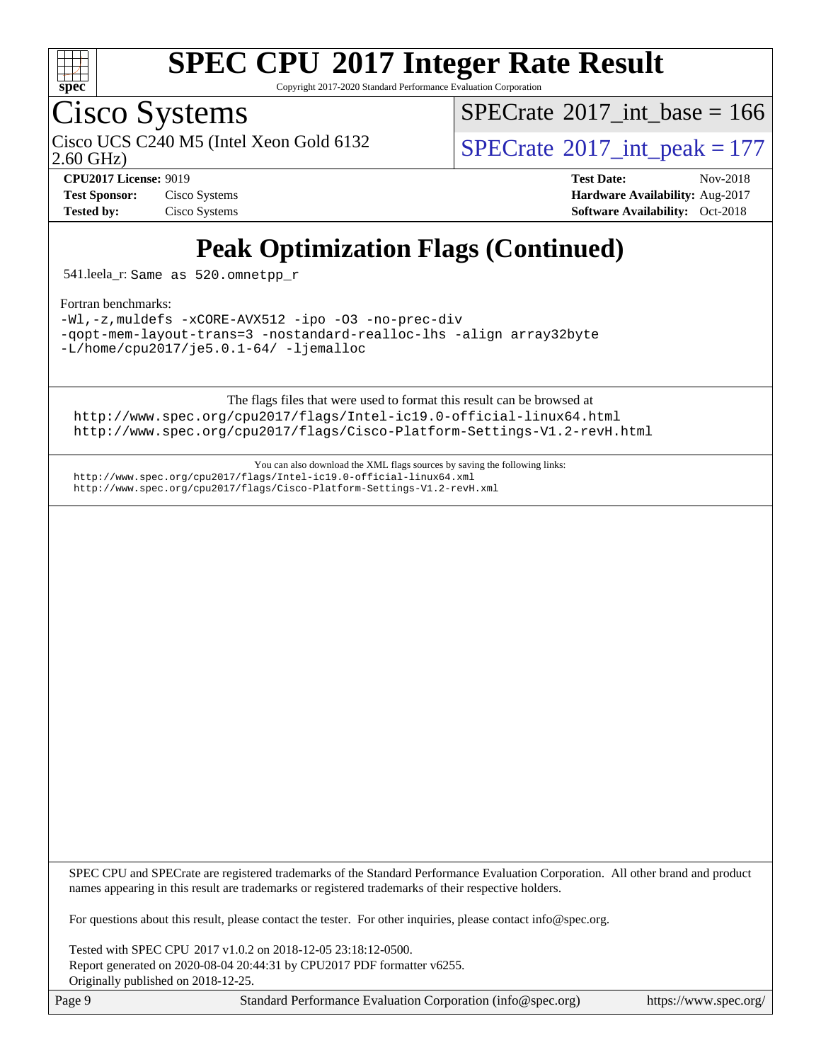# Peak Optimization Flags (Continued)

541.leela_r: Same as 520.omnetpp_r

Fortran benchmarks:

```
-Wl,-z,muldefs -xCORE-AVX512 -ipo -O3 -no-prec-div
-qopt-mem-layout-trans=3 -nostandard-realloc-lhs -align array32byte
-L/home/cpu2017/je5.0.1-64/ -ljemalloc
```

The flags files that were used to format this result can be browsed at

http://www.spec.org/cpu2017/flags/Intel-ic19.0-official-linux64.html
http://www.spec.org/cpu2017/flags/Cisco-Platform-Settings-V1.2-revH.html

You can also download the XML flags sources by saving the following links:

http://www.spec.org/cpu2017/flags/Intel-ic19.0-official-linux64.xml
http://www.spec.org/cpu2017/flags/Cisco-Platform-Settings-V1.2-revH.xml

SPEC CPU and SPECrate are registered trademarks of the Standard Performance Evaluation Corporation. All other brand and product names appearing in this result are trademarks or registered trademarks of their respective holders.

For questions about this result, please contact the tester. For other inquiries, please contact info@spec.org.

Tested with SPEC CPU 2017 v1.0.2 on 2018-12-05 23:18:12-0500.
Report generated on 2020-08-04 20:44:31 by CPU2017 PDF formatter v6255.
Originally published on 2018-12-25.